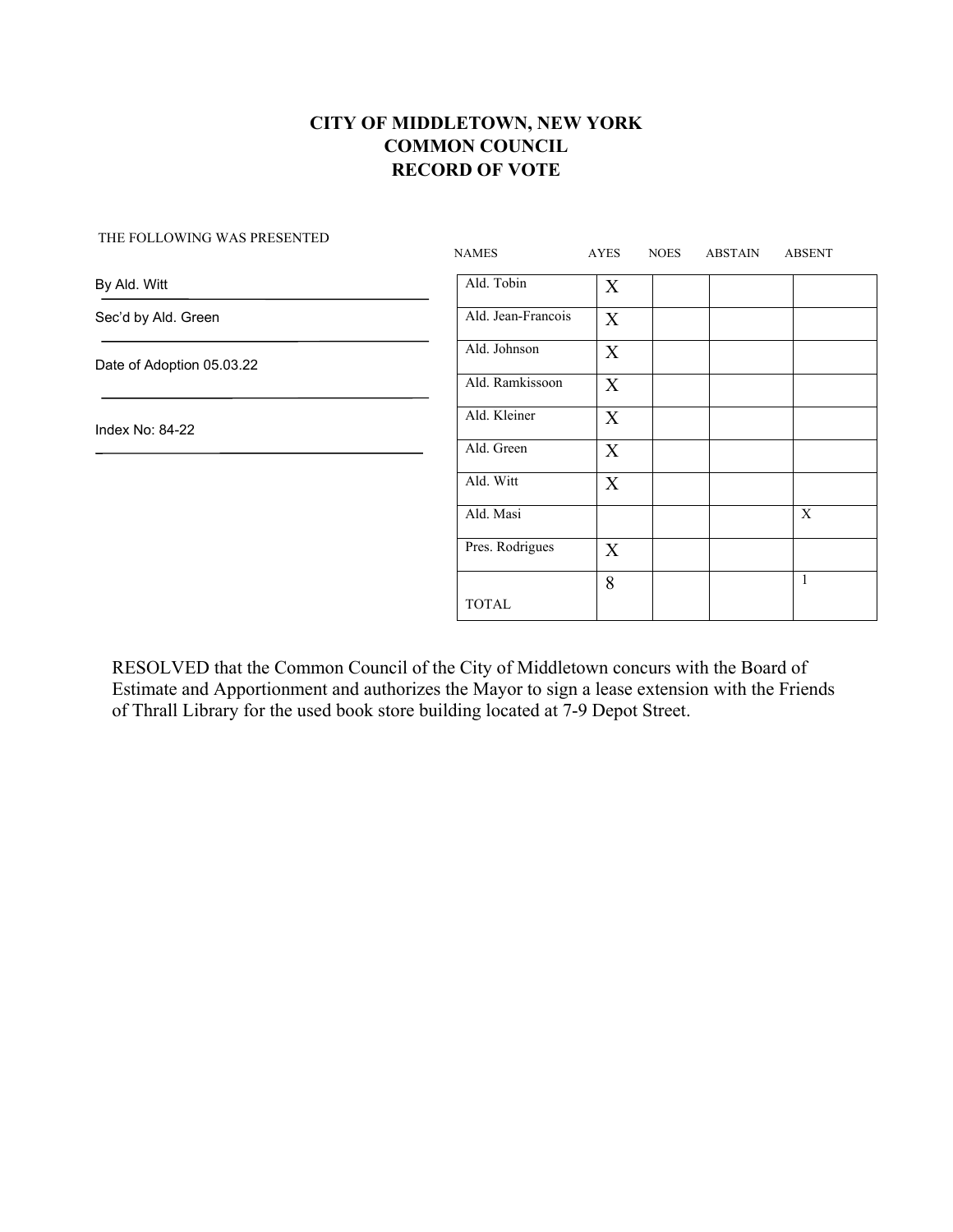# CITY OF MIDDLETOWN, NEW YORK
# COMMON COUNCIL
# RECORD OF VOTE

THE FOLLOWING WAS PRESENTED

By Ald. Witt

Sec'd by Ald. Green

Date of Adoption 05.03.22

Index No: 84-22

| NAMES | AYES | NOES | ABSTAIN | ABSENT |
|---|---|---|---|---|
| Ald. Tobin | X | | | |
| Ald. Jean-Francois | X | | | |
| Ald. Johnson | X | | | |
| Ald. Ramkissoon | X | | | |
| Ald. Kleiner | X | | | |
| Ald. Green | X | | | |
| Ald. Witt | X | | | |
| Ald. Masi | | | | X |
| Pres. Rodrigues | X | | | |
| TOTAL | 8 | | | 1 |

RESOLVED that the Common Council of the City of Middletown concurs with the Board of Estimate and Apportionment and authorizes the Mayor to sign a lease extension with the Friends of Thrall Library for the used book store building located at 7-9 Depot Street.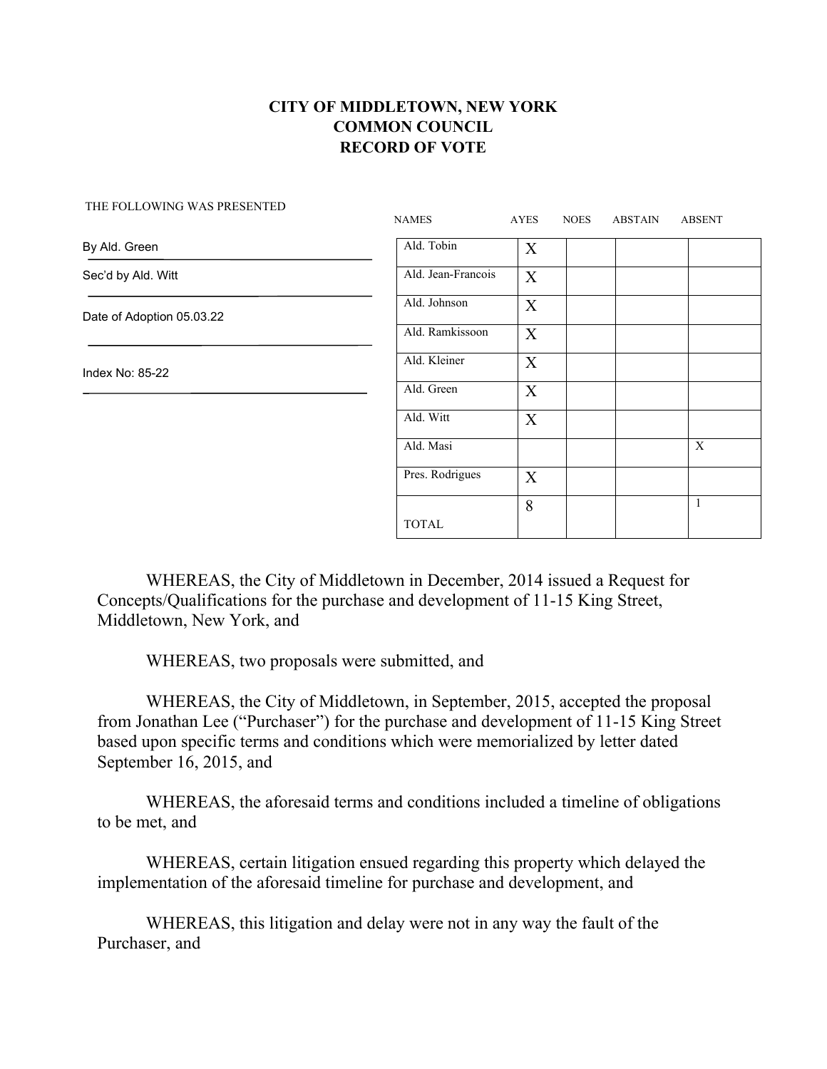**CITY OF MIDDLETOWN, NEW YORK**
**COMMON COUNCIL**
**RECORD OF VOTE**

THE FOLLOWING WAS PRESENTED

By Ald. Green

Sec'd by Ald. Witt

Date of Adoption 05.03.22

Index No: 85-22

| NAMES | AYES | NOES | ABSTAIN | ABSENT |
|---|---|---|---|---|
| Ald. Tobin | X | | | |
| Ald. Jean-Francois | X | | | |
| Ald. Johnson | X | | | |
| Ald. Ramkissoon | X | | | |
| Ald. Kleiner | X | | | |
| Ald. Green | X | | | |
| Ald. Witt | X | | | |
| Ald. Masi | | | | X |
| Pres. Rodrigues | X | | | |
| TOTAL | 8 | | | 1 |

WHEREAS, the City of Middletown in December, 2014 issued a Request for Concepts/Qualifications for the purchase and development of 11-15 King Street, Middletown, New York, and

WHEREAS, two proposals were submitted, and

WHEREAS, the City of Middletown, in September, 2015, accepted the proposal from Jonathan Lee ("Purchaser") for the purchase and development of 11-15 King Street based upon specific terms and conditions which were memorialized by letter dated September 16, 2015, and

WHEREAS, the aforesaid terms and conditions included a timeline of obligations to be met, and

WHEREAS, certain litigation ensued regarding this property which delayed the implementation of the aforesaid timeline for purchase and development, and

WHEREAS, this litigation and delay were not in any way the fault of the Purchaser, and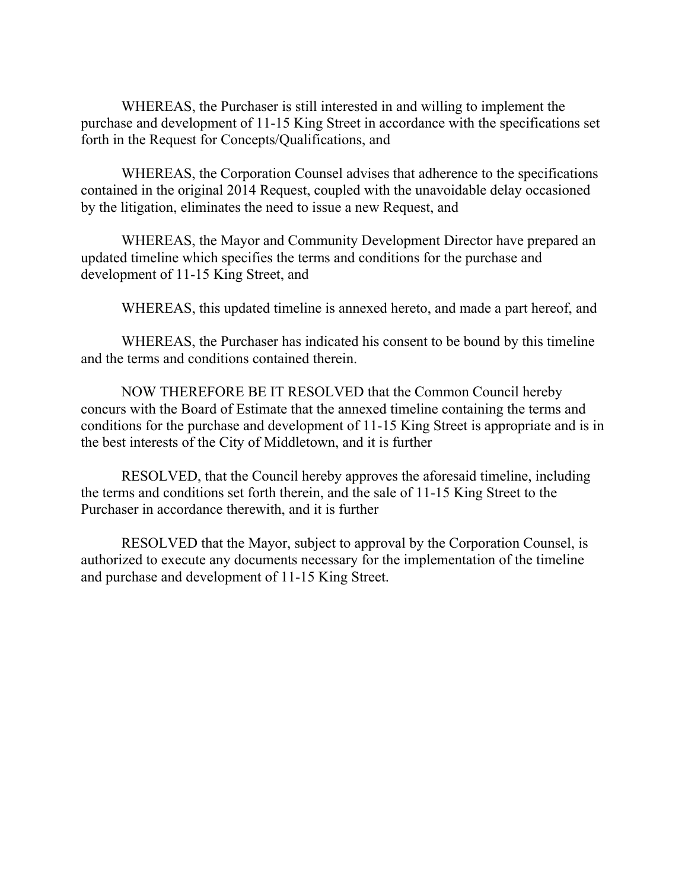WHEREAS, the Purchaser is still interested in and willing to implement the purchase and development of 11-15 King Street in accordance with the specifications set forth in the Request for Concepts/Qualifications, and

WHEREAS, the Corporation Counsel advises that adherence to the specifications contained in the original 2014 Request, coupled with the unavoidable delay occasioned by the litigation, eliminates the need to issue a new Request, and

WHEREAS, the Mayor and Community Development Director have prepared an updated timeline which specifies the terms and conditions for the purchase and development of 11-15 King Street, and

WHEREAS, this updated timeline is annexed hereto, and made a part hereof, and

WHEREAS, the Purchaser has indicated his consent to be bound by this timeline and the terms and conditions contained therein.

NOW THEREFORE BE IT RESOLVED that the Common Council hereby concurs with the Board of Estimate that the annexed timeline containing the terms and conditions for the purchase and development of 11-15 King Street is appropriate and is in the best interests of the City of Middletown, and it is further

RESOLVED, that the Council hereby approves the aforesaid timeline, including the terms and conditions set forth therein, and the sale of 11-15 King Street to the Purchaser in accordance therewith, and it is further

RESOLVED that the Mayor, subject to approval by the Corporation Counsel, is authorized to execute any documents necessary for the implementation of the timeline and purchase and development of 11-15 King Street.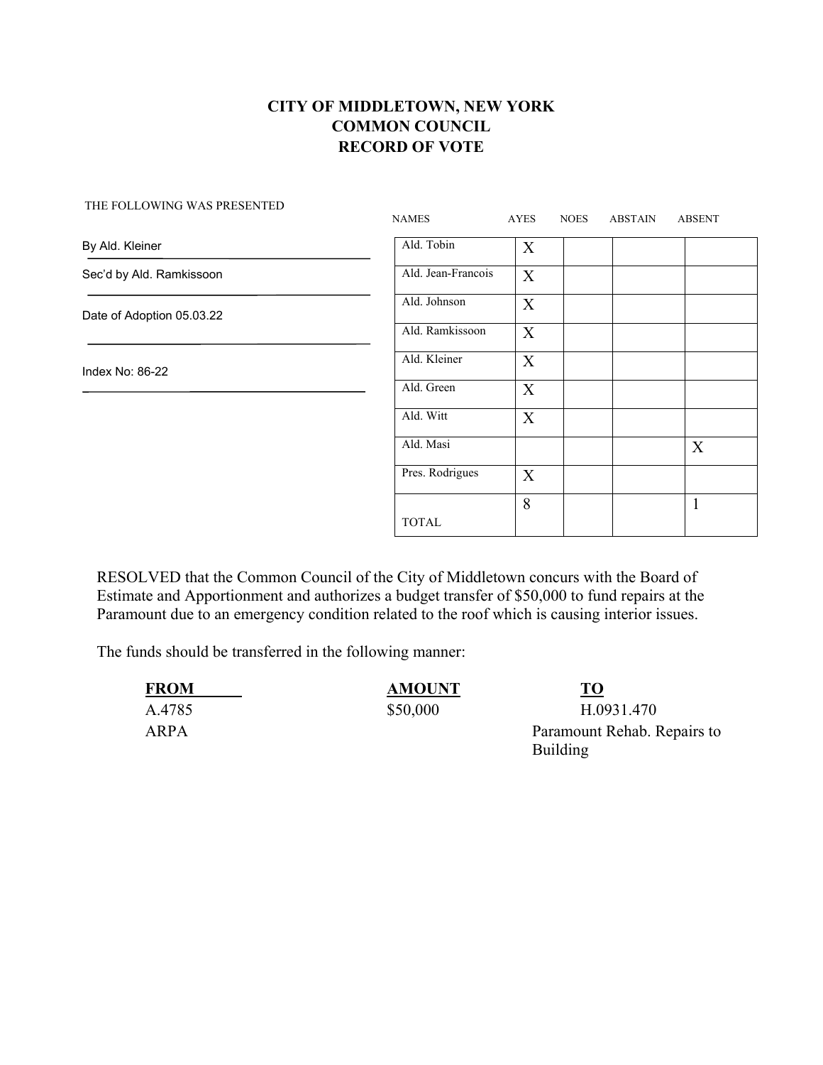# CITY OF MIDDLETOWN, NEW YORK
# COMMON COUNCIL
# RECORD OF VOTE

THE FOLLOWING WAS PRESENTED

By Ald. Kleiner

Sec'd by Ald. Ramkissoon

Date of Adoption 05.03.22

Index No: 86-22

| NAMES | AYES | NOES | ABSTAIN | ABSENT |
|---|---|---|---|---|
| Ald. Tobin | X | | | |
| Ald. Jean-Francois | X | | | |
| Ald. Johnson | X | | | |
| Ald. Ramkissoon | X | | | |
| Ald. Kleiner | X | | | |
| Ald. Green | X | | | |
| Ald. Witt | X | | | |
| Ald. Masi | | | | X |
| Pres. Rodrigues | X | | | |
| TOTAL | 8 | | | 1 |

RESOLVED that the Common Council of the City of Middletown concurs with the Board of Estimate and Apportionment and authorizes a budget transfer of $50,000 to fund repairs at the Paramount due to an emergency condition related to the roof which is causing interior issues.

The funds should be transferred in the following manner:

| FROM | AMOUNT | TO |
|---|---|---|
| A.4785 ARPA | $50,000 | H.0931.470 Paramount Rehab. Repairs to Building |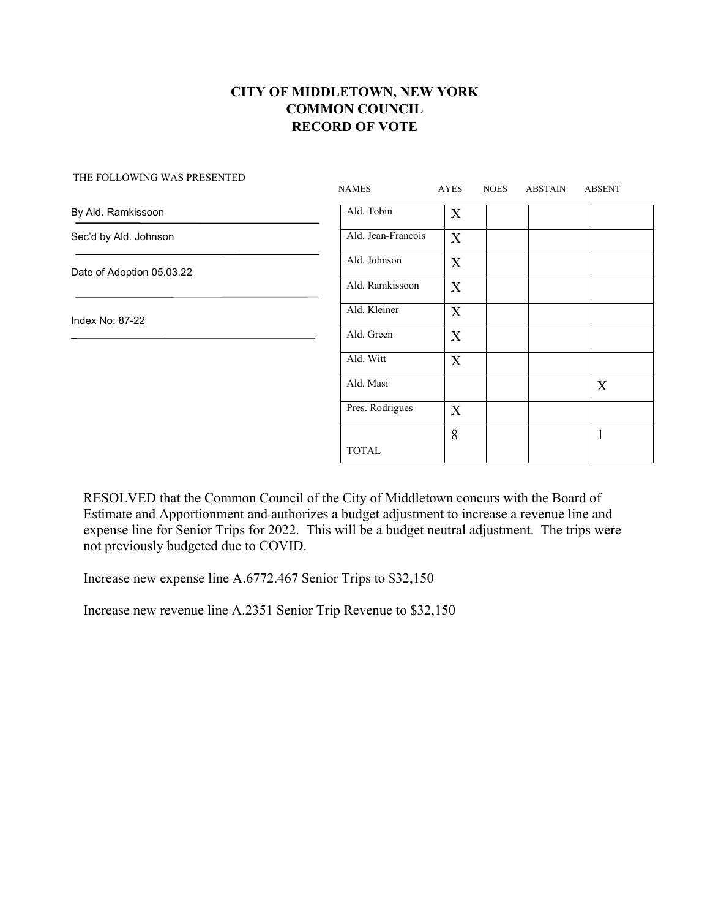**CITY OF MIDDLETOWN, NEW YORK**
**COMMON COUNCIL**
**RECORD OF VOTE**

THE FOLLOWING WAS PRESENTED

By Ald. Ramkissoon

Sec'd by Ald. Johnson

Date of Adoption 05.03.22

Index No: 87-22

| NAMES | AYES | NOES | ABSTAIN | ABSENT |
|---|---|---|---|---|
| Ald. Tobin | X | | | |
| Ald. Jean-Francois | X | | | |
| Ald. Johnson | X | | | |
| Ald. Ramkissoon | X | | | |
| Ald. Kleiner | X | | | |
| Ald. Green | X | | | |
| Ald. Witt | X | | | |
| Ald. Masi | | | | X |
| Pres. Rodrigues | X | | | |
| TOTAL | 8 | | | 1 |

RESOLVED that the Common Council of the City of Middletown concurs with the Board of Estimate and Apportionment and authorizes a budget adjustment to increase a revenue line and expense line for Senior Trips for 2022. This will be a budget neutral adjustment. The trips were not previously budgeted due to COVID.

Increase new expense line A.6772.467 Senior Trips to $32,150

Increase new revenue line A.2351 Senior Trip Revenue to $32,150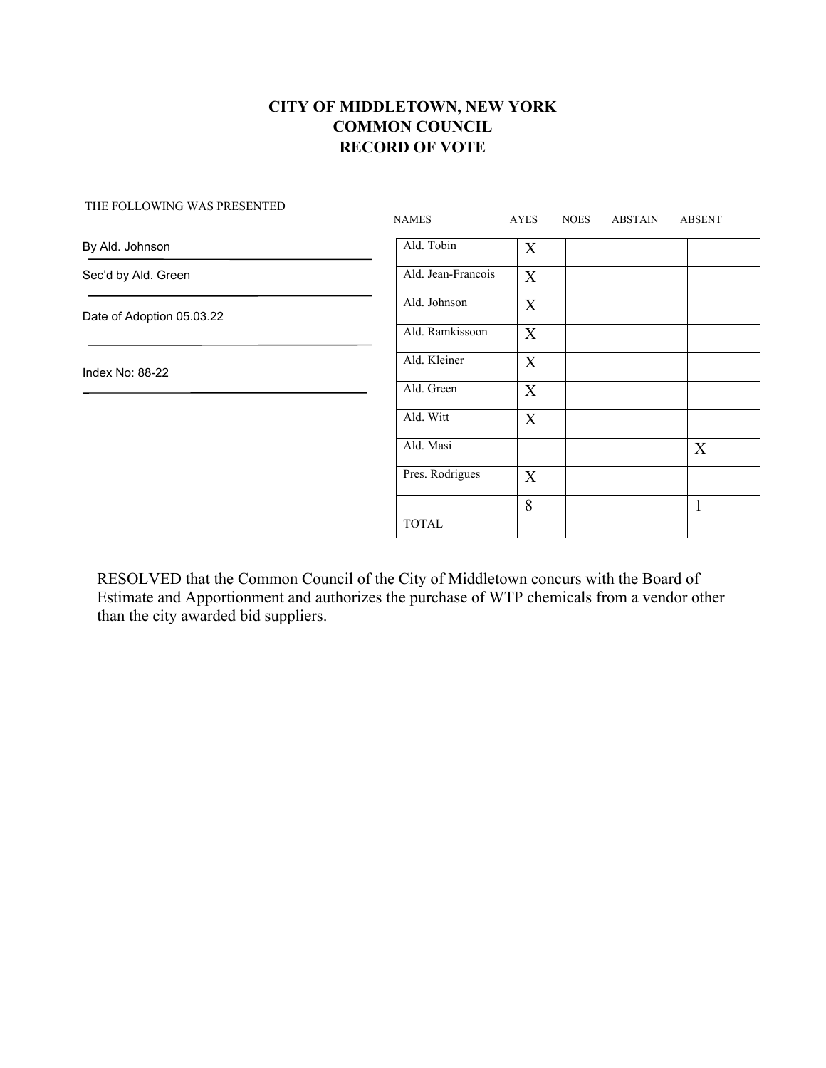# CITY OF MIDDLETOWN, NEW YORK
# COMMON COUNCIL
# RECORD OF VOTE

THE FOLLOWING WAS PRESENTED

By Ald. Johnson

Sec'd by Ald. Green

Date of Adoption 05.03.22

Index No: 88-22

| NAMES | AYES | NOES | ABSTAIN | ABSENT |
|---|---|---|---|---|
| Ald. Tobin | X | | | |
| Ald. Jean-Francois | X | | | |
| Ald. Johnson | X | | | |
| Ald. Ramkissoon | X | | | |
| Ald. Kleiner | X | | | |
| Ald. Green | X | | | |
| Ald. Witt | X | | | |
| Ald. Masi | | | | X |
| Pres. Rodrigues | X | | | |
| TOTAL | 8 | | | 1 |

RESOLVED that the Common Council of the City of Middletown concurs with the Board of Estimate and Apportionment and authorizes the purchase of WTP chemicals from a vendor other than the city awarded bid suppliers.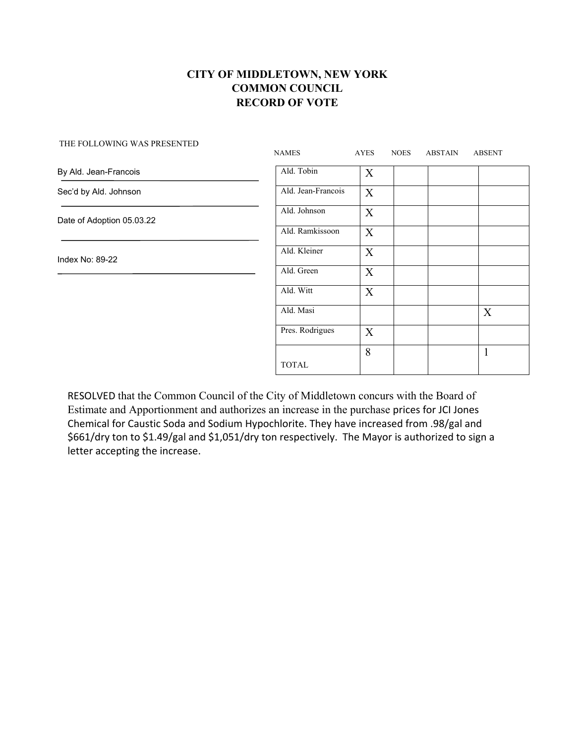# CITY OF MIDDLETOWN, NEW YORK
# COMMON COUNCIL
# RECORD OF VOTE

THE FOLLOWING WAS PRESENTED

By Ald. Jean-Francois

Sec'd by Ald. Johnson

Date of Adoption 05.03.22

Index No: 89-22

| NAMES | AYES | NOES | ABSTAIN | ABSENT |
|---|---|---|---|---|
| Ald. Tobin | X | | | |
| Ald. Jean-Francois | X | | | |
| Ald. Johnson | X | | | |
| Ald. Ramkissoon | X | | | |
| Ald. Kleiner | X | | | |
| Ald. Green | X | | | |
| Ald. Witt | X | | | |
| Ald. Masi | | | | X |
| Pres. Rodrigues | X | | | |
| TOTAL | 8 | | | 1 |

RESOLVED that the Common Council of the City of Middletown concurs with the Board of Estimate and Apportionment and authorizes an increase in the purchase prices for JCI Jones Chemical for Caustic Soda and Sodium Hypochlorite. They have increased from .98/gal and $661/dry ton to $1.49/gal and $1,051/dry ton respectively. The Mayor is authorized to sign a letter accepting the increase.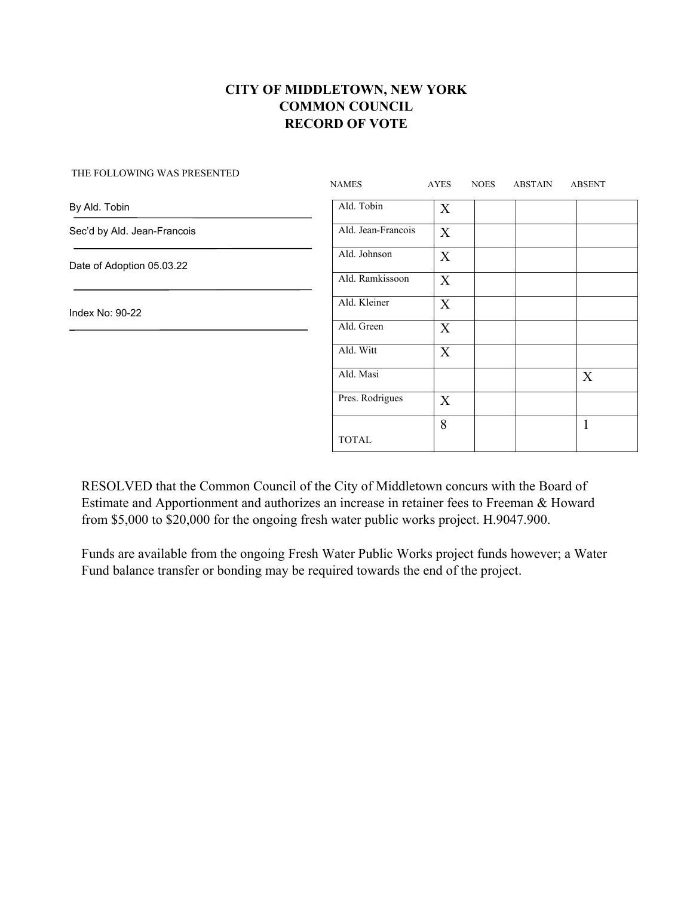# CITY OF MIDDLETOWN, NEW YORK
## COMMON COUNCIL
## RECORD OF VOTE

THE FOLLOWING WAS PRESENTED

By Ald. Tobin

Sec'd by Ald. Jean-Francois

Date of Adoption 05.03.22

Index No: 90-22

| NAMES | AYES | NOES | ABSTAIN | ABSENT |
|---|---|---|---|---|
| Ald. Tobin | X | | | |
| Ald. Jean-Francois | X | | | |
| Ald. Johnson | X | | | |
| Ald. Ramkissoon | X | | | |
| Ald. Kleiner | X | | | |
| Ald. Green | X | | | |
| Ald. Witt | X | | | |
| Ald. Masi | | | | X |
| Pres. Rodrigues | X | | | |
| TOTAL | 8 | | | 1 |

RESOLVED that the Common Council of the City of Middletown concurs with the Board of Estimate and Apportionment and authorizes an increase in retainer fees to Freeman & Howard from $5,000 to $20,000 for the ongoing fresh water public works project. H.9047.900.

Funds are available from the ongoing Fresh Water Public Works project funds however; a Water Fund balance transfer or bonding may be required towards the end of the project.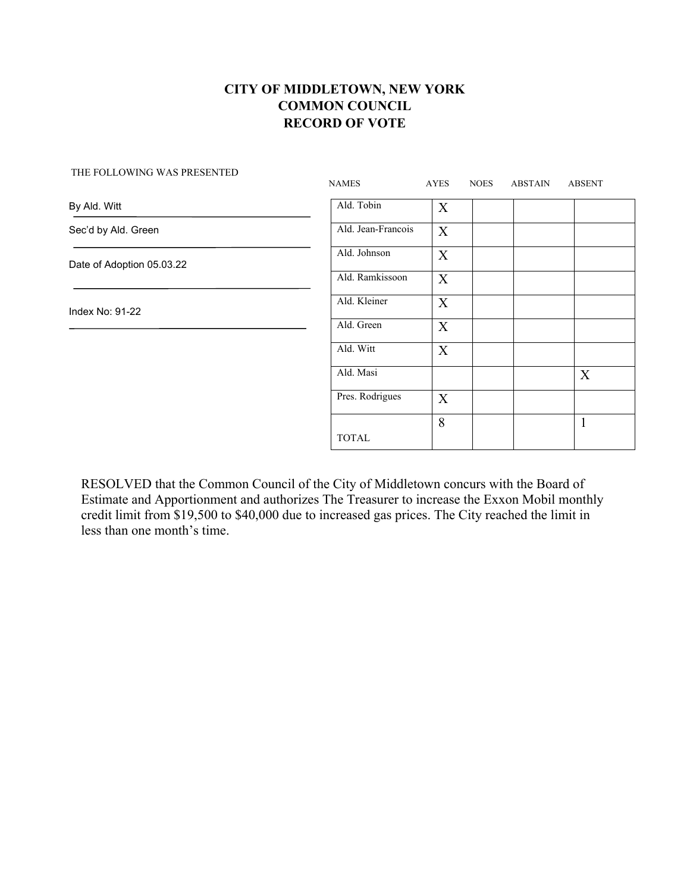# CITY OF MIDDLETOWN, NEW YORK
# COMMON COUNCIL
# RECORD OF VOTE

THE FOLLOWING WAS PRESENTED

By Ald. Witt

Sec'd by Ald. Green

Date of Adoption 05.03.22

Index No: 91-22

| NAMES | AYES | NOES | ABSTAIN | ABSENT |
|---|---|---|---|---|
| Ald. Tobin | X | | | |
| Ald. Jean-Francois | X | | | |
| Ald. Johnson | X | | | |
| Ald. Ramkissoon | X | | | |
| Ald. Kleiner | X | | | |
| Ald. Green | X | | | |
| Ald. Witt | X | | | |
| Ald. Masi | | | | X |
| Pres. Rodrigues | X | | | |
| TOTAL | 8 | | | 1 |

RESOLVED that the Common Council of the City of Middletown concurs with the Board of Estimate and Apportionment and authorizes The Treasurer to increase the Exxon Mobil monthly credit limit from $19,500 to $40,000 due to increased gas prices. The City reached the limit in less than one month's time.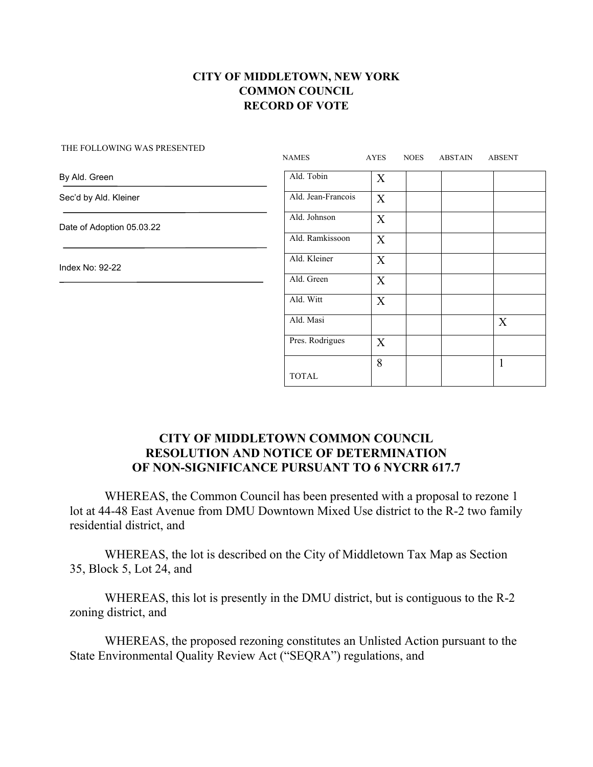**CITY OF MIDDLETOWN, NEW YORK**
**COMMON COUNCIL**
**RECORD OF VOTE**

THE FOLLOWING WAS PRESENTED

By Ald. Green

Sec'd by Ald. Kleiner

Date of Adoption 05.03.22

Index No: 92-22

| NAMES | AYES | NOES | ABSTAIN | ABSENT |
|---|---|---|---|---|
| Ald. Tobin | X | | | |
| Ald. Jean-Francois | X | | | |
| Ald. Johnson | X | | | |
| Ald. Ramkissoon | X | | | |
| Ald. Kleiner | X | | | |
| Ald. Green | X | | | |
| Ald. Witt | X | | | |
| Ald. Masi | | | | X |
| Pres. Rodrigues | X | | | |
| TOTAL | 8 | | | 1 |

## CITY OF MIDDLETOWN COMMON COUNCIL RESOLUTION AND NOTICE OF DETERMINATION OF NON-SIGNIFICANCE PURSUANT TO 6 NYCRR 617.7

WHEREAS, the Common Council has been presented with a proposal to rezone 1 lot at 44-48 East Avenue from DMU Downtown Mixed Use district to the R-2 two family residential district, and

WHEREAS, the lot is described on the City of Middletown Tax Map as Section 35, Block 5, Lot 24, and

WHEREAS, this lot is presently in the DMU district, but is contiguous to the R-2 zoning district, and

WHEREAS, the proposed rezoning constitutes an Unlisted Action pursuant to the State Environmental Quality Review Act ("SEQRA") regulations, and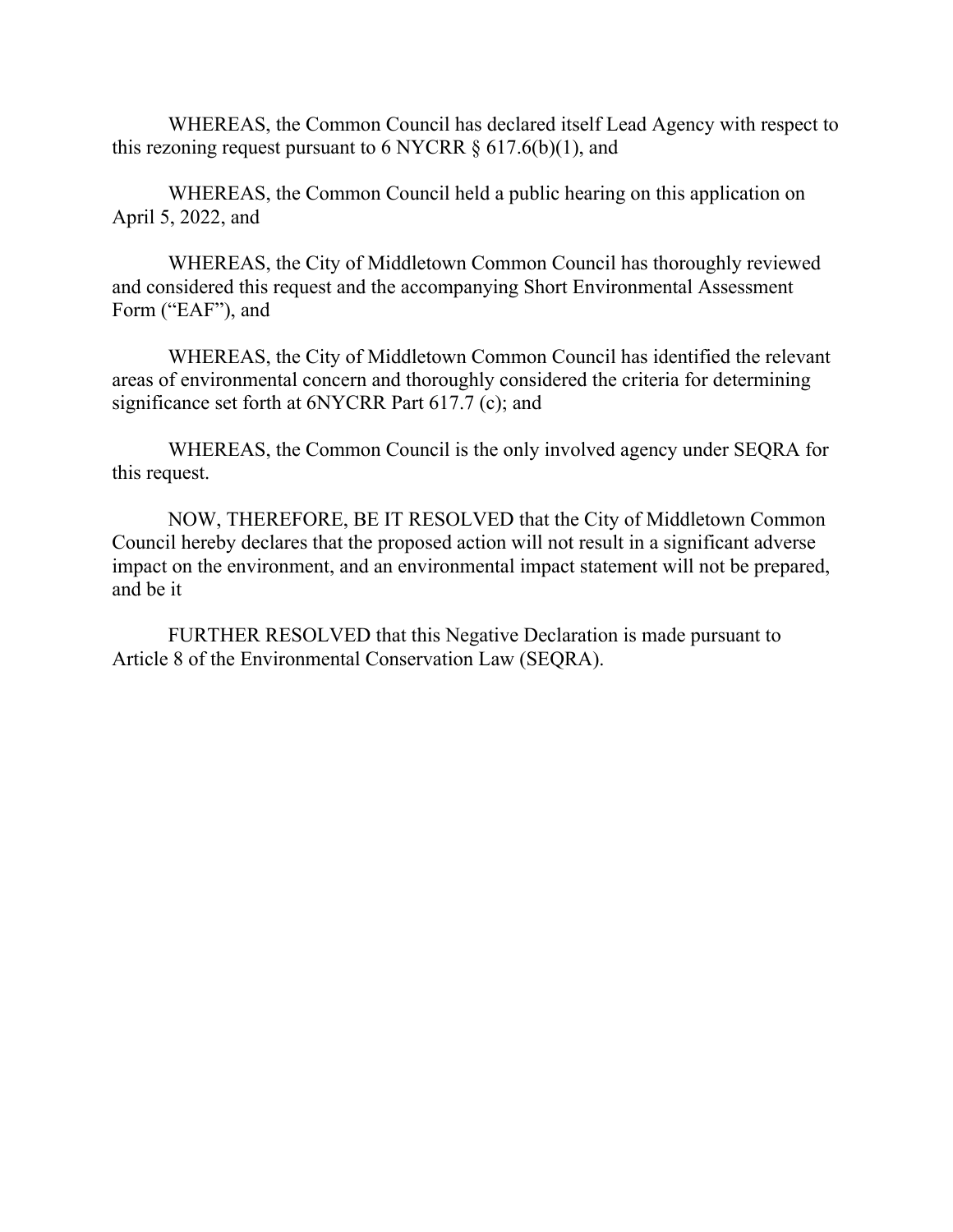WHEREAS, the Common Council has declared itself Lead Agency with respect to this rezoning request pursuant to 6 NYCRR § 617.6(b)(1), and

WHEREAS, the Common Council held a public hearing on this application on April 5, 2022, and

WHEREAS, the City of Middletown Common Council has thoroughly reviewed and considered this request and the accompanying Short Environmental Assessment Form ("EAF"), and

WHEREAS, the City of Middletown Common Council has identified the relevant areas of environmental concern and thoroughly considered the criteria for determining significance set forth at 6NYCRR Part 617.7 (c); and

WHEREAS, the Common Council is the only involved agency under SEQRA for this request.

NOW, THEREFORE, BE IT RESOLVED that the City of Middletown Common Council hereby declares that the proposed action will not result in a significant adverse impact on the environment, and an environmental impact statement will not be prepared, and be it

FURTHER RESOLVED that this Negative Declaration is made pursuant to Article 8 of the Environmental Conservation Law (SEQRA).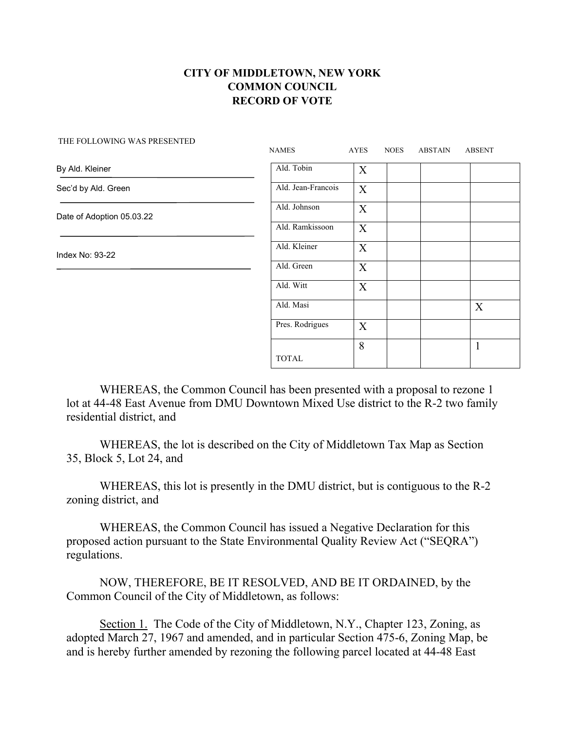**CITY OF MIDDLETOWN, NEW YORK**
**COMMON COUNCIL**
**RECORD OF VOTE**

THE FOLLOWING WAS PRESENTED

By Ald. Kleiner

Sec'd by Ald. Green

Date of Adoption 05.03.22

Index No: 93-22

| NAMES | AYES | NOES | ABSTAIN | ABSENT |
|---|---|---|---|---|
| Ald. Tobin | X | | | |
| Ald. Jean-Francois | X | | | |
| Ald. Johnson | X | | | |
| Ald. Ramkissoon | X | | | |
| Ald. Kleiner | X | | | |
| Ald. Green | X | | | |
| Ald. Witt | X | | | |
| Ald. Masi | | | | X |
| Pres. Rodrigues | X | | | |
| TOTAL | 8 | | | 1 |

WHEREAS, the Common Council has been presented with a proposal to rezone 1 lot at 44-48 East Avenue from DMU Downtown Mixed Use district to the R-2 two family residential district, and

WHEREAS, the lot is described on the City of Middletown Tax Map as Section 35, Block 5, Lot 24, and

WHEREAS, this lot is presently in the DMU district, but is contiguous to the R-2 zoning district, and

WHEREAS, the Common Council has issued a Negative Declaration for this proposed action pursuant to the State Environmental Quality Review Act ("SEQRA") regulations.

NOW, THEREFORE, BE IT RESOLVED, AND BE IT ORDAINED, by the Common Council of the City of Middletown, as follows:

Section 1. The Code of the City of Middletown, N.Y., Chapter 123, Zoning, as adopted March 27, 1967 and amended, and in particular Section 475-6, Zoning Map, be and is hereby further amended by rezoning the following parcel located at 44-48 East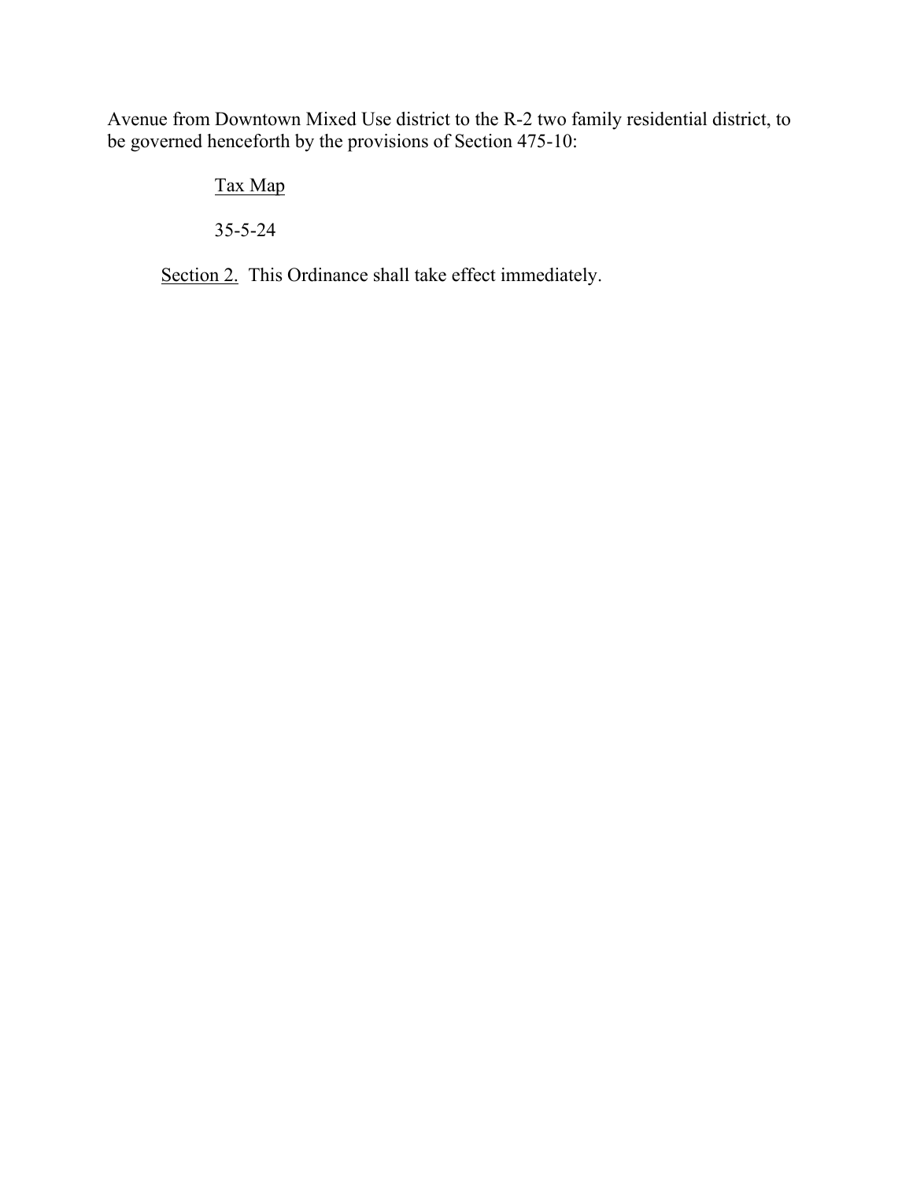Avenue from Downtown Mixed Use district to the R-2 two family residential district, to be governed henceforth by the provisions of Section 475-10:

Tax Map

35-5-24

Section 2. This Ordinance shall take effect immediately.